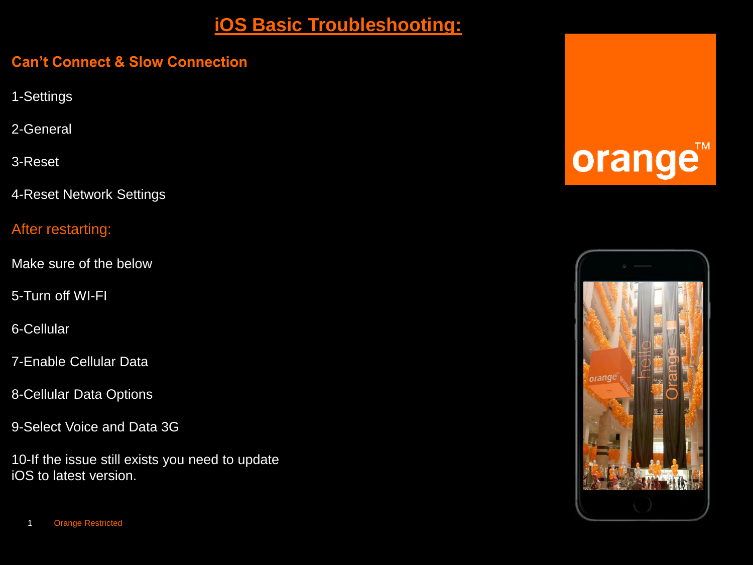# iOS Basic Troubleshooting:

## Can't Connect & Slow Connection

1-Settings

2-General

3-Reset

4-Reset Network Settings

### After restarting:

Make sure of the below

5-Turn off WI-FI

6-Cellular

7-Enable Cellular Data

8-Cellular Data Options

9-Select Voice and Data 3G

10-If the issue still exists you need to update iOS to latest version.

Orange Restricted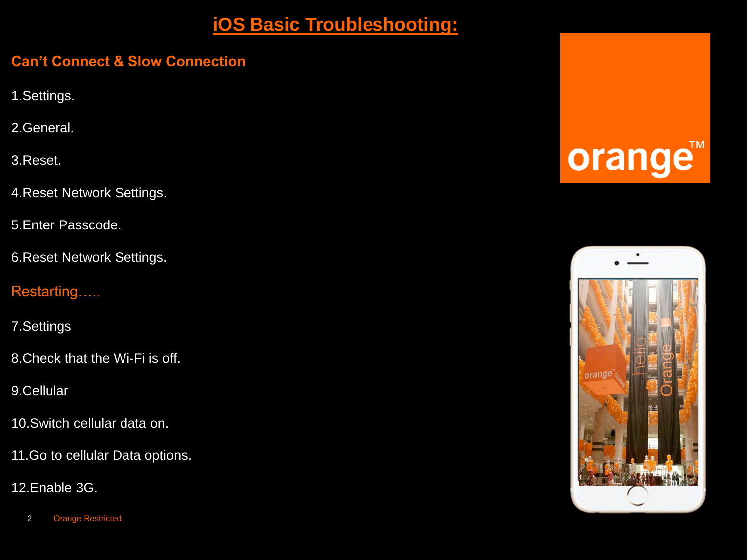# iOS Basic Troubleshooting:

## Can't Connect & Slow Connection

1.Settings.

2.General.

3.Reset.

4.Reset Network Settings.

5.Enter Passcode.

6.Reset Network Settings.

Restarting…..

7.Settings

8.Check that the Wi-Fi is off.

9.Cellular

10.Switch cellular data on.

11.Go to cellular Data options.

12.Enable 3G.

Orange Restricted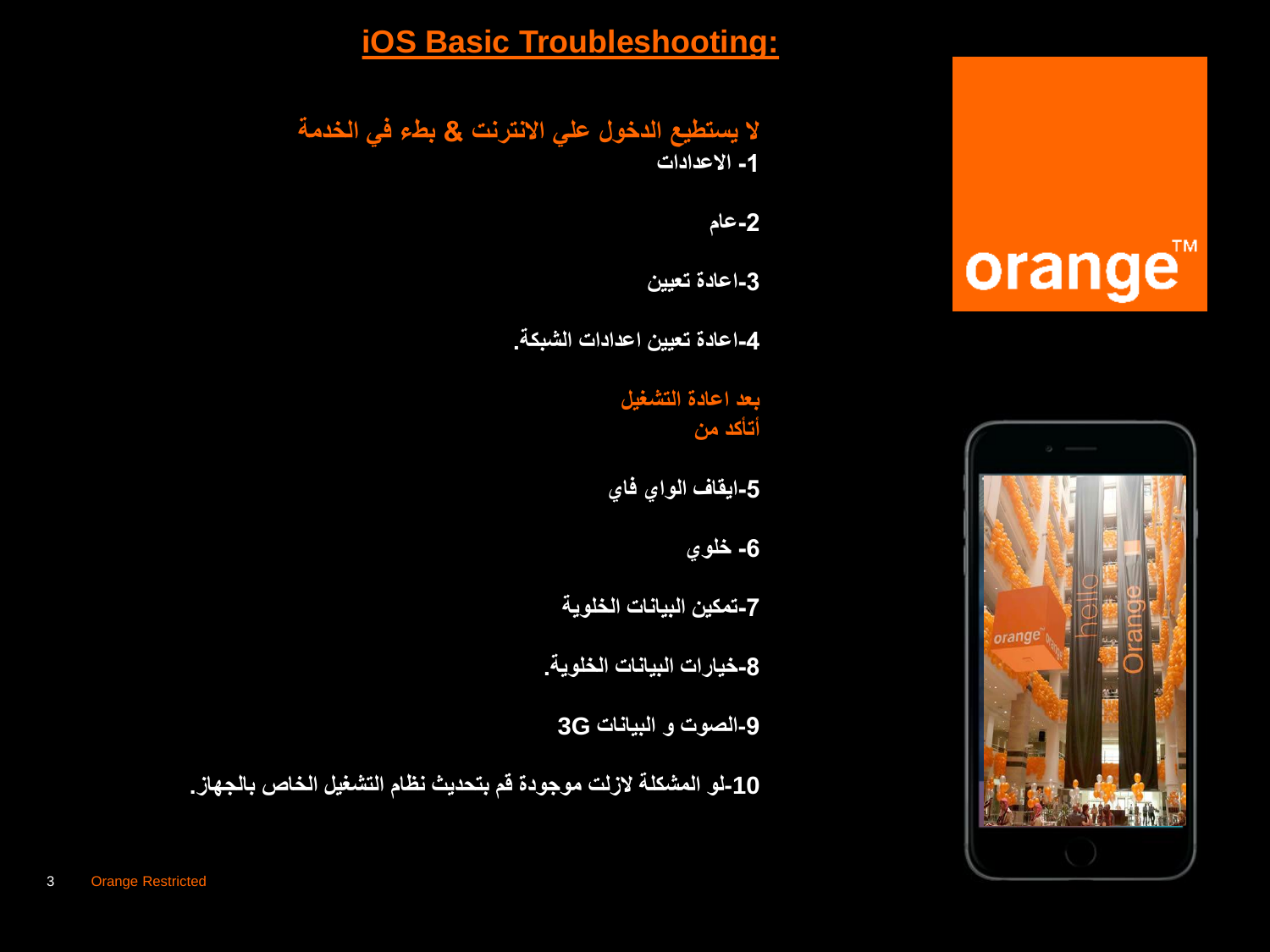# iOS Basic Troubleshooting:

**لا يستطيع الدخول علي الانترنت & بطء في الخدمة**

**1- الاعدادات**

**2-عام**

**3-اعادة تعيين**

**4-اعادة تعيين اعدادات الشبكة.**

**بعد اعادة التشغيل**
**أتأكد من**

**5-ايقاف الواي فاي**

**6- خلوي**

**7-تمكين البيانات الخلوية**

**8-خيارات البيانات الخلوية.**

**9-الصوت و البيانات 3G**

**10-لو المشكلة لازلت موجودة قم بتحديث نظام التشغيل الخاص بالجهاز.**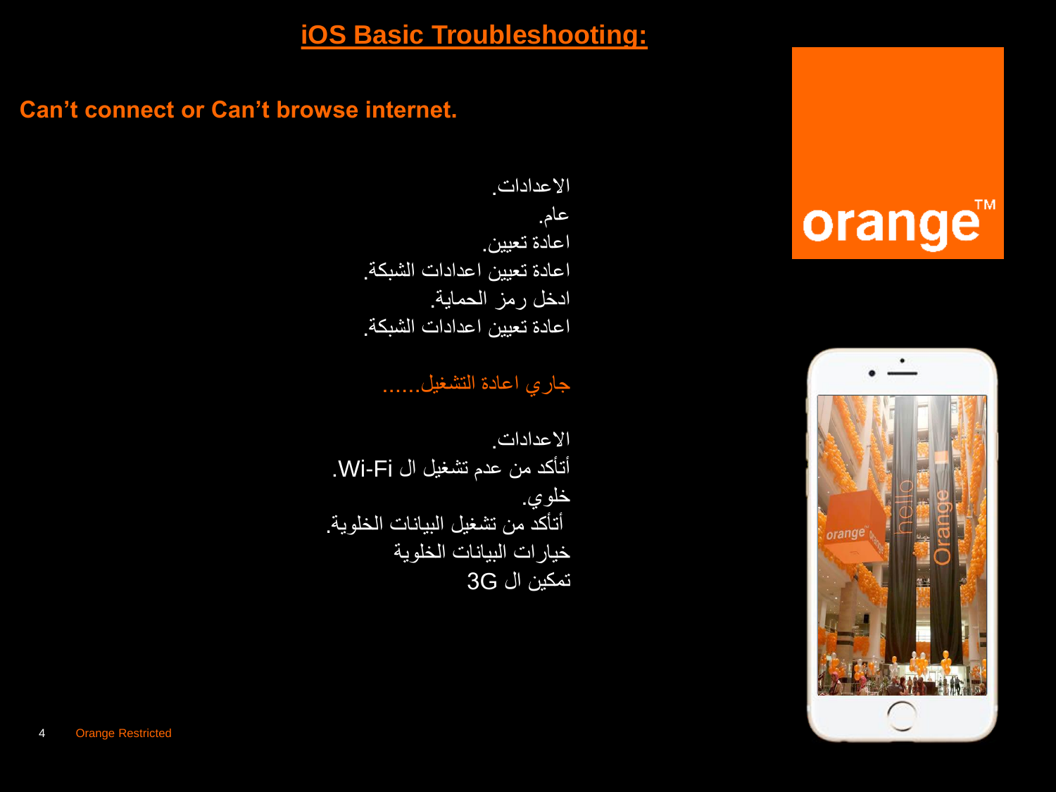# iOS Basic Troubleshooting:

## Can’t connect or Can’t browse internet.

الاعدادات.
عام.
اعادة تعيين.
اعادة تعيين اعدادات الشبكة.
ادخل رمز الحماية.
اعادة تعيين اعدادات الشبكة.

جاري اعادة التشغيل......

الاعدادات.
أتأكد من عدم تشغيل ال Wi-Fi.
خلوي.
أتأكد من تشغيل البيانات الخلوية.
خيارات البيانات الخلوية
تمكين ال 3G

Orange Restricted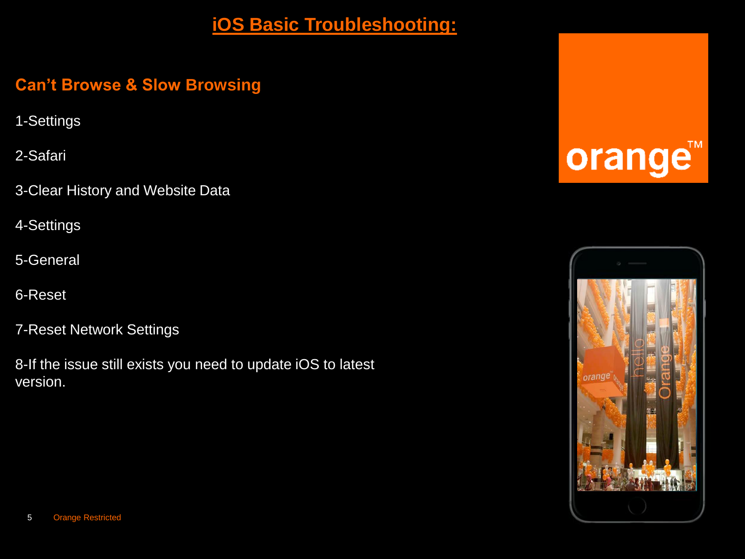# iOS Basic Troubleshooting:

## Can't Browse & Slow Browsing

1-Settings

2-Safari

3-Clear History and Website Data

4-Settings

5-General

6-Reset

7-Reset Network Settings

8-If the issue still exists you need to update iOS to latest version.

Orange Restricted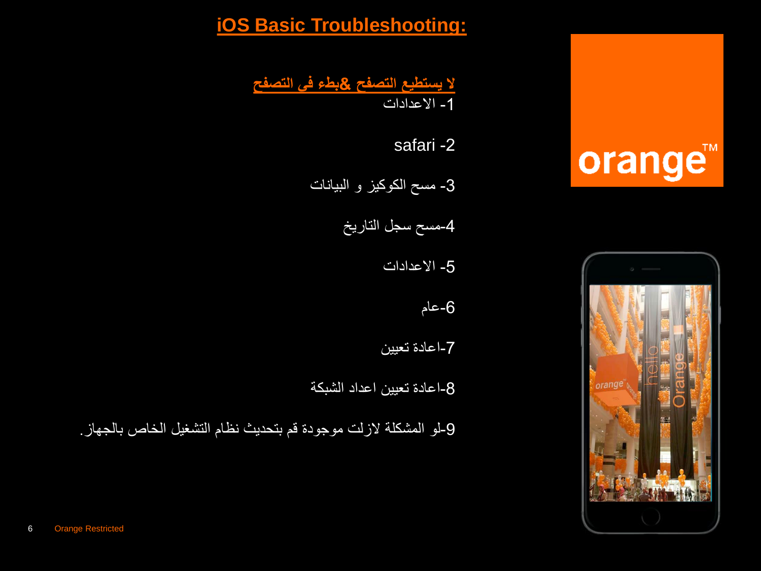# iOS Basic Troubleshooting:

## لا يستطيع التصفح &بطء فى التصفح

1- الاعدادات

2- safari

3- مسح الكوكيز و البيانات

4-مسح سجل التاريخ

5- الاعدادات

6-عام

7-اعادة تعيين

8-اعادة تعيين اعداد الشبكة

9-لو المشكلة لازلت موجودة قم بتحديث نظام التشغيل الخاص بالجهاز.

orange™

Orange Restricted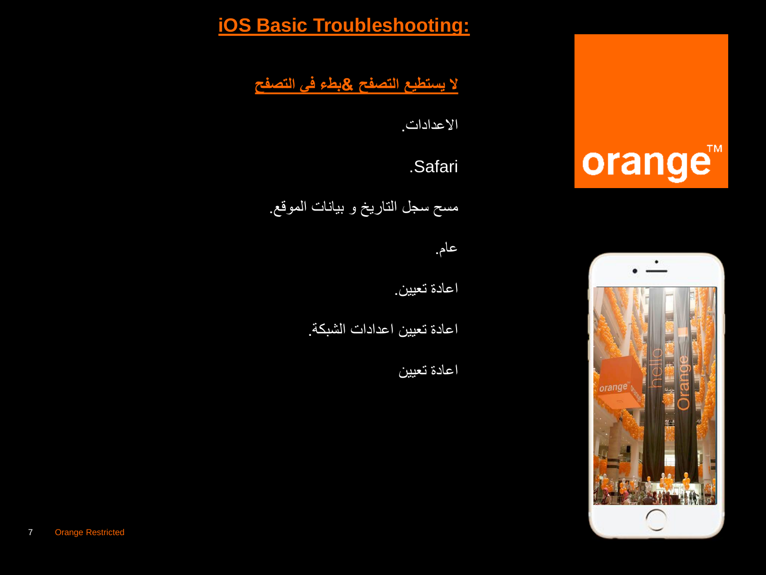# iOS Basic Troubleshooting:

## لا يستطيع التصفح &بطء فى التصفح

الاعدادات.

Safari.

مسح سجل التاريخ و بيانات الموقع.

عام.

اعادة تعيين.

اعادة تعيين اعدادات الشبكة.

اعادة تعيين

Orange Restricted